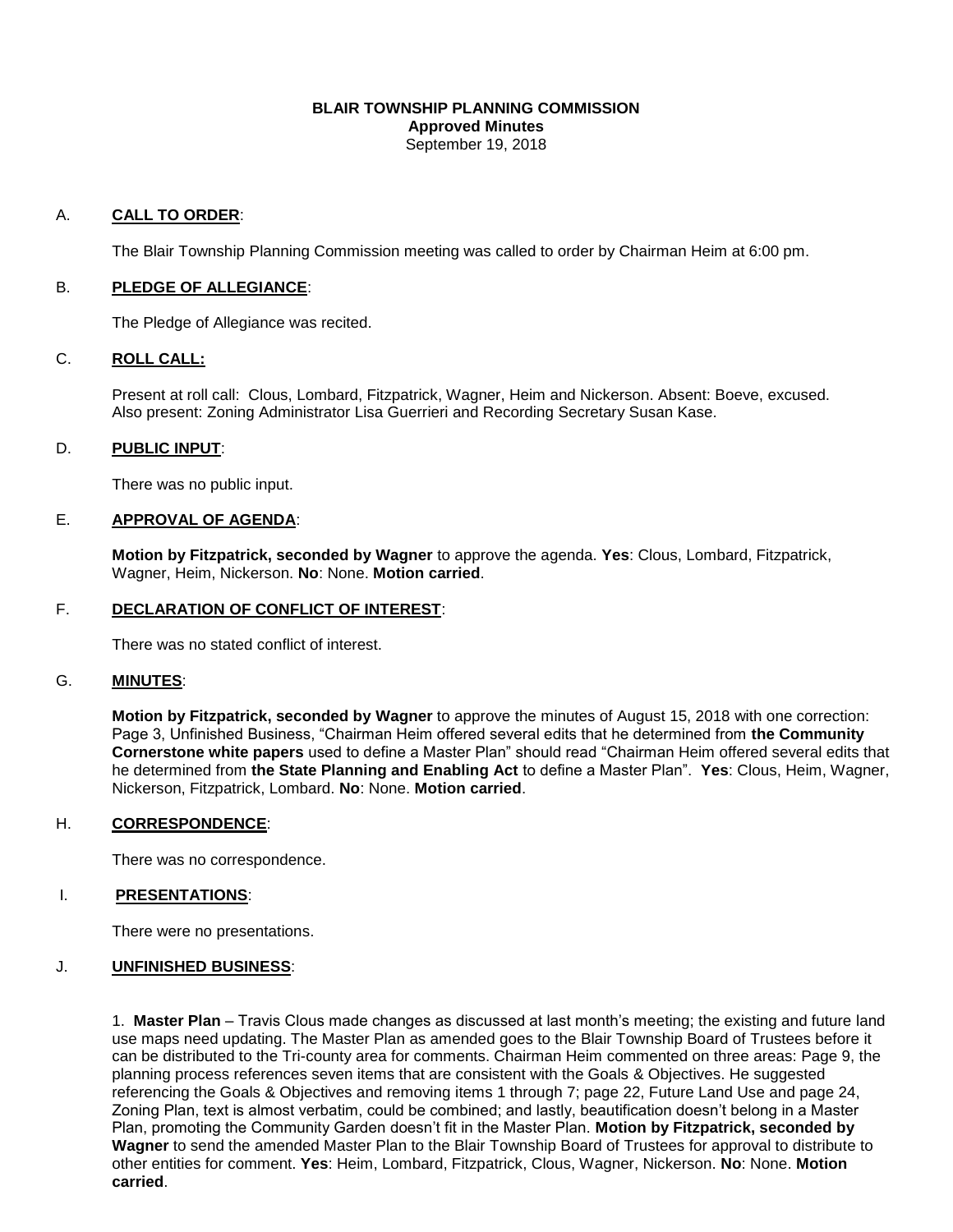**BLAIR TOWNSHIP PLANNING COMMISSION**
**Approved Minutes**
September 19, 2018

A. **CALL TO ORDER**:

The Blair Township Planning Commission meeting was called to order by Chairman Heim at 6:00 pm.

B. **PLEDGE OF ALLEGIANCE**:

The Pledge of Allegiance was recited.

C. **ROLL CALL:**

Present at roll call: Clous, Lombard, Fitzpatrick, Wagner, Heim and Nickerson. Absent: Boeve, excused. Also present: Zoning Administrator Lisa Guerrieri and Recording Secretary Susan Kase.

D. **PUBLIC INPUT**:

There was no public input.

E. **APPROVAL OF AGENDA**:

**Motion by Fitzpatrick, seconded by Wagner** to approve the agenda. **Yes**: Clous, Lombard, Fitzpatrick, Wagner, Heim, Nickerson. **No**: None. **Motion carried**.

F. **DECLARATION OF CONFLICT OF INTEREST**:

There was no stated conflict of interest.

G. **MINUTES**:

**Motion by Fitzpatrick, seconded by Wagner** to approve the minutes of August 15, 2018 with one correction: Page 3, Unfinished Business, "Chairman Heim offered several edits that he determined from **the Community Cornerstone white papers** used to define a Master Plan" should read "Chairman Heim offered several edits that he determined from **the State Planning and Enabling Act** to define a Master Plan". **Yes**: Clous, Heim, Wagner, Nickerson, Fitzpatrick, Lombard. **No**: None. **Motion carried**.

H. **CORRESPONDENCE**:

There was no correspondence.

I. **PRESENTATIONS**:

There were no presentations.

J. **UNFINISHED BUSINESS**:

1. **Master Plan** – Travis Clous made changes as discussed at last month's meeting; the existing and future land use maps need updating. The Master Plan as amended goes to the Blair Township Board of Trustees before it can be distributed to the Tri-county area for comments. Chairman Heim commented on three areas: Page 9, the planning process references seven items that are consistent with the Goals & Objectives. He suggested referencing the Goals & Objectives and removing items 1 through 7; page 22, Future Land Use and page 24, Zoning Plan, text is almost verbatim, could be combined; and lastly, beautification doesn't belong in a Master Plan, promoting the Community Garden doesn't fit in the Master Plan. **Motion by Fitzpatrick, seconded by Wagner** to send the amended Master Plan to the Blair Township Board of Trustees for approval to distribute to other entities for comment. **Yes**: Heim, Lombard, Fitzpatrick, Clous, Wagner, Nickerson. **No**: None. **Motion carried**.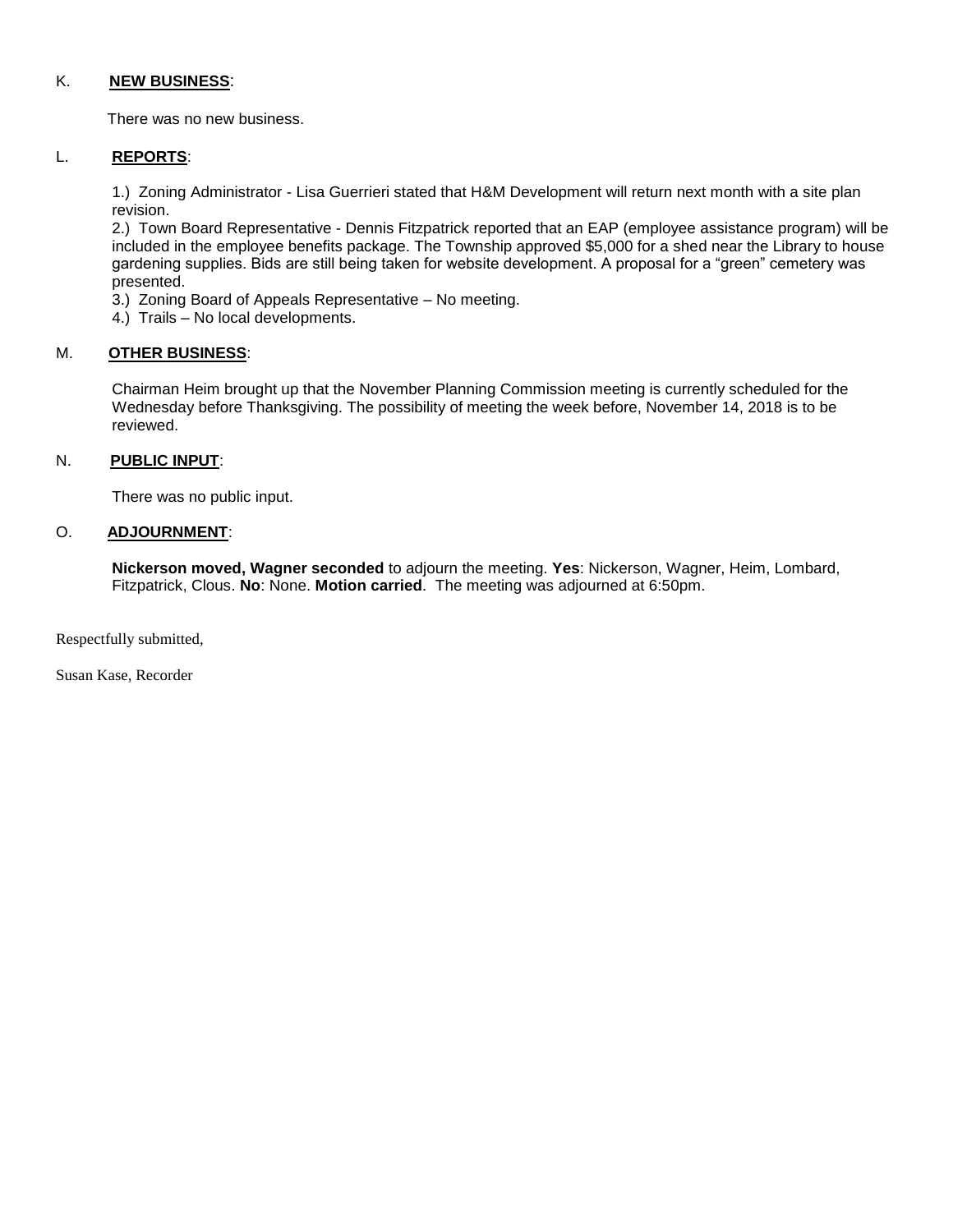K. **NEW BUSINESS**:

There was no new business.

L. **REPORTS**:

1.) Zoning Administrator - Lisa Guerrieri stated that H&M Development will return next month with a site plan revision.
2.) Town Board Representative - Dennis Fitzpatrick reported that an EAP (employee assistance program) will be included in the employee benefits package. The Township approved $5,000 for a shed near the Library to house gardening supplies. Bids are still being taken for website development. A proposal for a “green” cemetery was presented.
3.) Zoning Board of Appeals Representative – No meeting.
4.) Trails – No local developments.

M. **OTHER BUSINESS**:

Chairman Heim brought up that the November Planning Commission meeting is currently scheduled for the Wednesday before Thanksgiving. The possibility of meeting the week before, November 14, 2018 is to be reviewed.

N. **PUBLIC INPUT**:

There was no public input.

O. **ADJOURNMENT**:

**Nickerson moved, Wagner seconded** to adjourn the meeting. **Yes**: Nickerson, Wagner, Heim, Lombard, Fitzpatrick, Clous. **No**: None. **Motion carried**. The meeting was adjourned at 6:50pm.

Respectfully submitted,

Susan Kase, Recorder